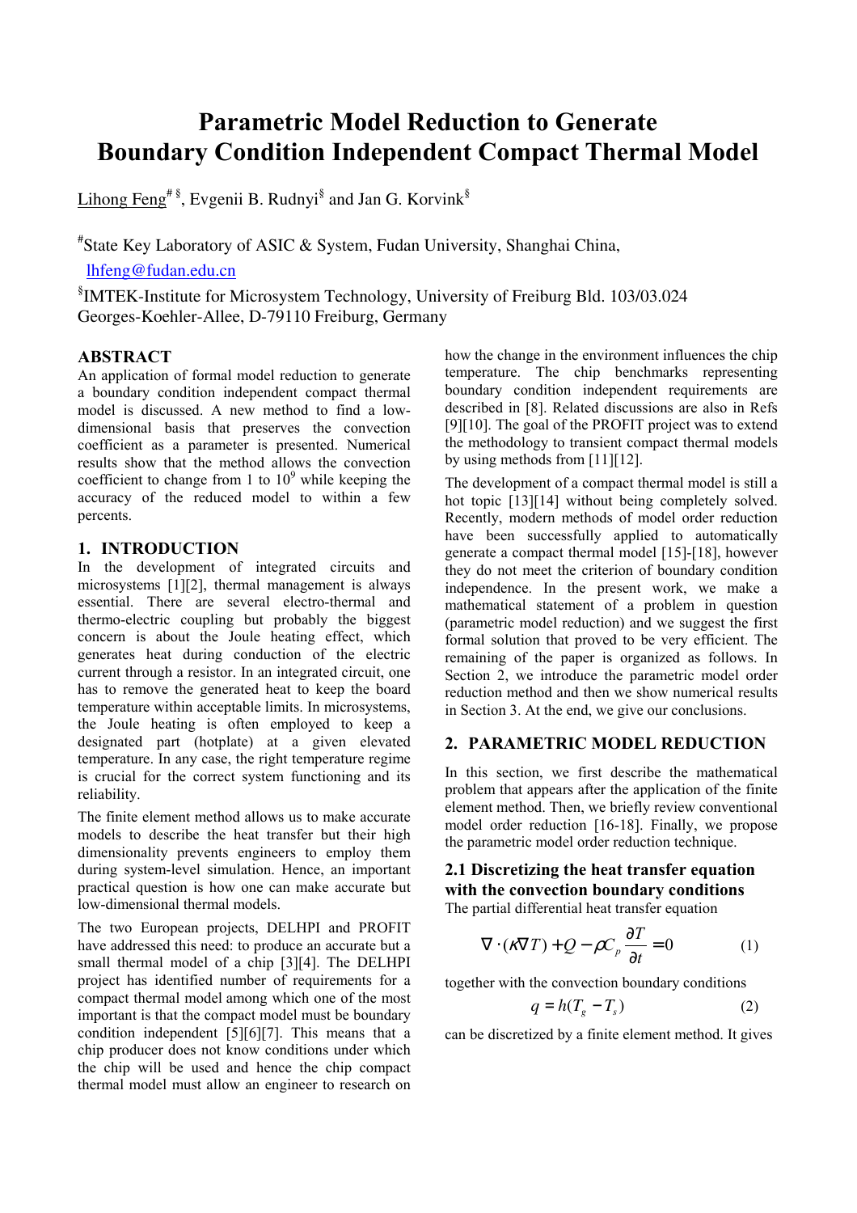# Parametric Model Reduction to Generate Boundary Condition Independent Compact Thermal Model

Lihong Feng[#][§], Evgenii B. Rudnyi[§] and Jan G. Korvink[§]

[#]State Key Laboratory of ASIC & System, Fudan University, Shanghai China, lhfeng@fudan.edu.cn

[§]IMTEK-Institute for Microsystem Technology, University of Freiburg Bld. 103/03.024 Georges-Koehler-Allee, D-79110 Freiburg, Germany

## ABSTRACT

An application of formal model reduction to generate a boundary condition independent compact thermal model is discussed. A new method to find a low-dimensional basis that preserves the convection coefficient as a parameter is presented. Numerical results show that the method allows the convection coefficient to change from 1 to $10^9$ while keeping the accuracy of the reduced model to within a few percents.

## 1. INTRODUCTION

In the development of integrated circuits and microsystems [1][2], thermal management is always essential. There are several electro-thermal and thermo-electric coupling but probably the biggest concern is about the Joule heating effect, which generates heat during conduction of the electric current through a resistor. In an integrated circuit, one has to remove the generated heat to keep the board temperature within acceptable limits. In microsystems, the Joule heating is often employed to keep a designated part (hotplate) at a given elevated temperature. In any case, the right temperature regime is crucial for the correct system functioning and its reliability.

The finite element method allows us to make accurate models to describe the heat transfer but their high dimensionality prevents engineers to employ them during system-level simulation. Hence, an important practical question is how one can make accurate but low-dimensional thermal models.

The two European projects, DELHPI and PROFIT have addressed this need: to produce an accurate but a small thermal model of a chip [3][4]. The DELHPI project has identified number of requirements for a compact thermal model among which one of the most important is that the compact model must be boundary condition independent [5][6][7]. This means that a chip producer does not know conditions under which the chip will be used and hence the chip compact thermal model must allow an engineer to research on how the change in the environment influences the chip temperature. The chip benchmarks representing boundary condition independent requirements are described in [8]. Related discussions are also in Refs [9][10]. The goal of the PROFIT project was to extend the methodology to transient compact thermal models by using methods from [11][12].

The development of a compact thermal model is still a hot topic [13][14] without being completely solved. Recently, modern methods of model order reduction have been successfully applied to automatically generate a compact thermal model [15]-[18], however they do not meet the criterion of boundary condition independence. In the present work, we make a mathematical statement of a problem in question (parametric model reduction) and we suggest the first formal solution that proved to be very efficient. The remaining of the paper is organized as follows. In Section 2, we introduce the parametric model order reduction method and then we show numerical results in Section 3. At the end, we give our conclusions.

## 2. PARAMETRIC MODEL REDUCTION

In this section, we first describe the mathematical problem that appears after the application of the finite element method. Then, we briefly review conventional model order reduction [16-18]. Finally, we propose the parametric model order reduction technique.

### 2.1 Discretizing the heat transfer equation with the convection boundary conditions

The partial differential heat transfer equation

$$\nabla \cdot (\kappa \nabla T) + Q - \rho C_p \frac{\partial T}{\partial t} = 0 \qquad (1)$$

together with the convection boundary conditions

$$q = h(T_g - T_s) \qquad (2)$$

can be discretized by a finite element method. It gives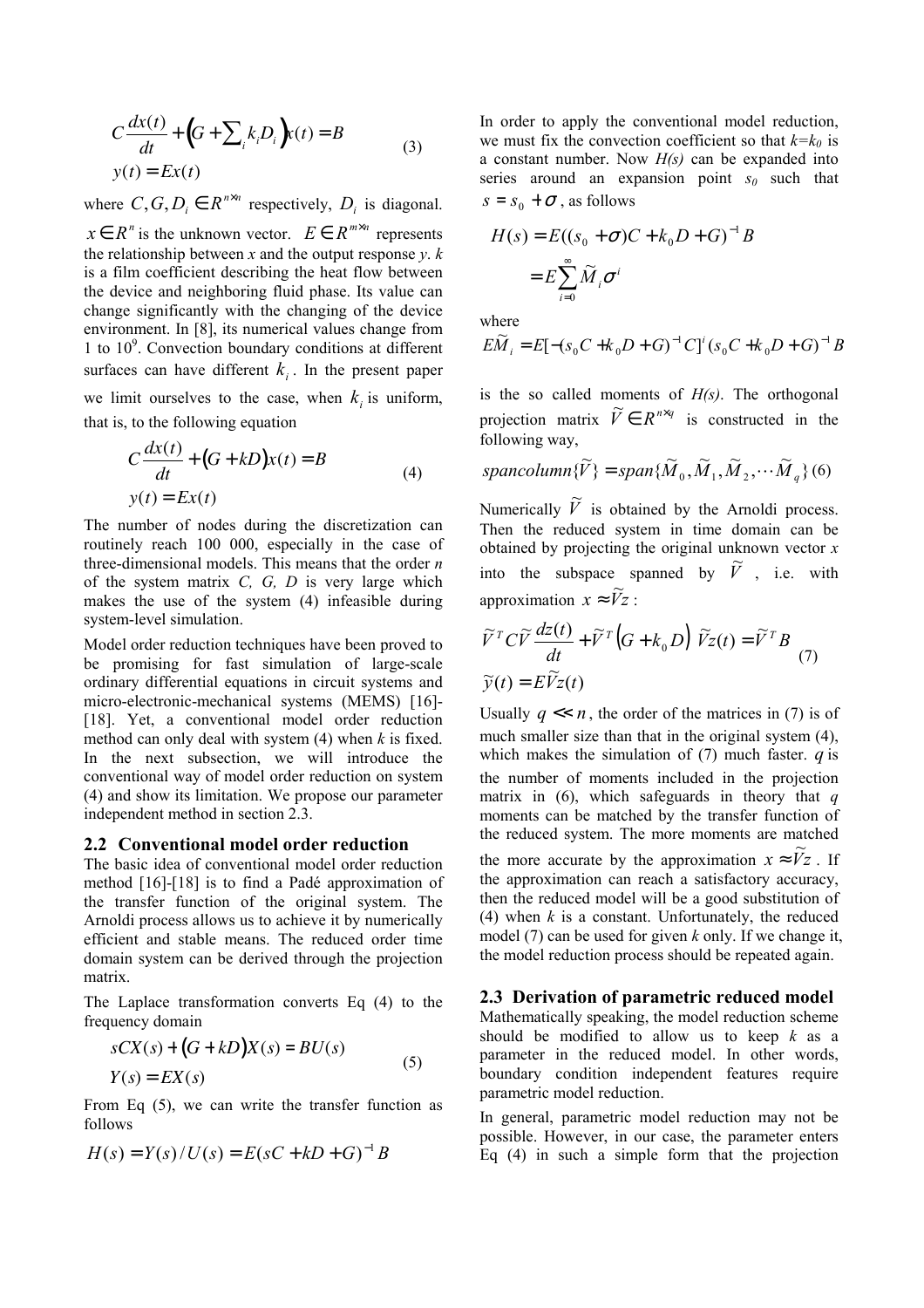$$C\frac{dx(t)}{dt}+\left(G+\sum_i k_i D_i\right)x(t)=B$$
$$y(t)=Ex(t) \tag{3}$$

where $C, G, D_i \in R^{n\times n}$ respectively, $D_i$ is diagonal. $x \in R^n$ is the unknown vector. $E \in R^{m\times n}$ represents the relationship between $x$ and the output response $y$. $k$ is a film coefficient describing the heat flow between the device and neighboring fluid phase. Its value can change significantly with the changing of the device environment. In [8], its numerical values change from 1 to $10^9$. Convection boundary conditions at different surfaces can have different $k_i$. In the present paper we limit ourselves to the case, when $k_i$ is uniform, that is, to the following equation

$$C\frac{dx(t)}{dt}+\left(G+kD\right)x(t)=B$$
$$y(t)=Ex(t) \tag{4}$$

The number of nodes during the discretization can routinely reach 100 000, especially in the case of three-dimensional models. This means that the order $n$ of the system matrix $C$, $G$, $D$ is very large which makes the use of the system (4) infeasible during system-level simulation.

Model order reduction techniques have been proved to be promising for fast simulation of large-scale ordinary differential equations in circuit systems and micro-electronic-mechanical systems (MEMS) [16]-[18]. Yet, a conventional model order reduction method can only deal with system (4) when $k$ is fixed. In the next subsection, we will introduce the conventional way of model order reduction on system (4) and show its limitation. We propose our parameter independent method in section 2.3.

## 2.2 Conventional model order reduction

The basic idea of conventional model order reduction method [16]-[18] is to find a Padé approximation of the transfer function of the original system. The Arnoldi process allows us to achieve it by numerically efficient and stable means. The reduced order time domain system can be derived through the projection matrix.

The Laplace transformation converts Eq (4) to the frequency domain

$$sCX(s)+\left(G+kD\right)X(s)=BU(s)$$
$$Y(s)=EX(s) \tag{5}$$

From Eq (5), we can write the transfer function as follows

$$H(s)=Y(s)/U(s)=E(sC+kD+G)^{-1}B$$

In order to apply the conventional model reduction, we must fix the convection coefficient so that $k=k_0$ is a constant number. Now $H(s)$ can be expanded into series around an expansion point $s_0$ such that $s=s_0+\sigma$, as follows

$$H(s)=E((s_0+\sigma)C+k_0D+G)^{-1}B$$
$$=E\sum_{i=0}^{\infty}\tilde{M}_i\sigma^i$$

where

$$E\tilde{M}_i=E[-(s_0C+k_0D+G)^{-1}C]^i(s_0C+k_0D+G)^{-1}B$$

is the so called moments of $H(s)$. The orthogonal projection matrix $\tilde{V}\in R^{n\times q}$ is constructed in the following way,

$$spancolumn\{\tilde{V}\}=span\{\tilde{M}_0,\tilde{M}_1,\tilde{M}_2,\cdots\tilde{M}_q\} \tag{6}$$

Numerically $\tilde{V}$ is obtained by the Arnoldi process. Then the reduced system in time domain can be obtained by projecting the original unknown vector $x$ into the subspace spanned by $\tilde{V}$, i.e. with approximation $x\approx\tilde{V}z$:

$$\tilde{V}^TC\tilde{V}\frac{dz(t)}{dt}+\tilde{V}^T\left(G+k_0D\right)\tilde{V}z(t)=\tilde{V}^TB$$
$$\tilde{y}(t)=E\tilde{V}z(t) \tag{7}$$

Usually $q \ll n$, the order of the matrices in (7) is of much smaller size than that in the original system (4), which makes the simulation of (7) much faster. $q$ is the number of moments included in the projection matrix in (6), which safeguards in theory that $q$ moments can be matched by the transfer function of the reduced system. The more moments are matched the more accurate by the approximation $x\approx\tilde{V}z$. If the approximation can reach a satisfactory accuracy, then the reduced model will be a good substitution of (4) when $k$ is a constant. Unfortunately, the reduced model (7) can be used for given $k$ only. If we change it, the model reduction process should be repeated again.

## 2.3 Derivation of parametric reduced model

Mathematically speaking, the model reduction scheme should be modified to allow us to keep $k$ as a parameter in the reduced model. In other words, boundary condition independent features require parametric model reduction.

In general, parametric model reduction may not be possible. However, in our case, the parameter enters Eq (4) in such a simple form that the projection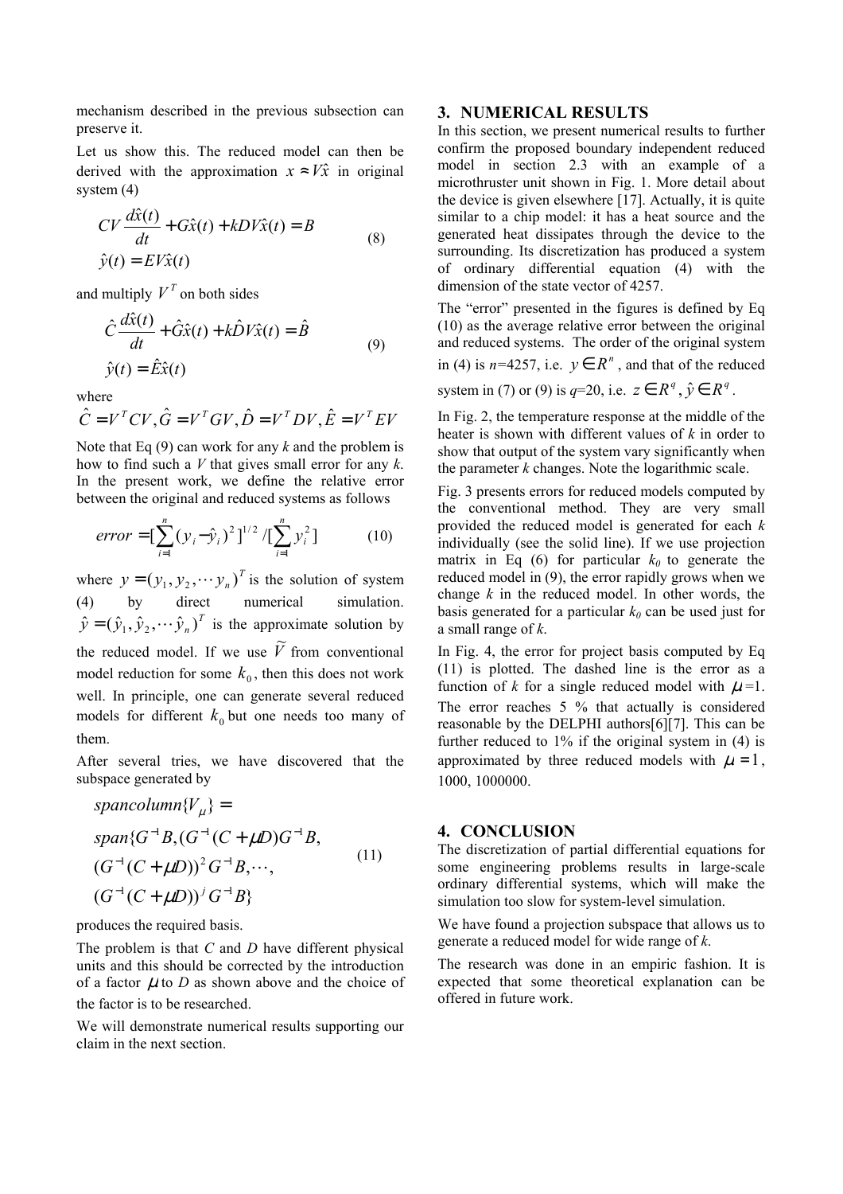mechanism described in the previous subsection can preserve it.

Let us show this. The reduced model can then be derived with the approximation $x \approx V\hat{x}$ in original system (4)

$$
\begin{aligned}
&CV\frac{d\hat{x}(t)}{dt} + G\hat{x}(t) + kDV\hat{x}(t) = B \\
&\hat{y}(t) = EV\hat{x}(t)
\end{aligned}
\tag{8}
$$

and multiply $V^T$ on both sides

$$
\begin{aligned}
&\hat{C}\frac{d\hat{x}(t)}{dt} + \hat{G}\hat{x}(t) + k\hat{D}V\hat{x}(t) = \hat{B} \\
&\hat{y}(t) = \hat{E}\hat{x}(t)
\end{aligned}
\tag{9}
$$

where

$$\hat{C} = V^T CV, \hat{G} = V^T GV, \hat{D} = V^T DV, \hat{E} = V^T EV$$

Note that Eq (9) can work for any *k* and the problem is how to find such a *V* that gives small error for any *k*. In the present work, we define the relative error between the original and reduced systems as follows

$$
error = [\sum_{i=1}^{n} (y_i - \hat{y}_i)^2]^{1/2} / [\sum_{i=1}^{n} y_i^2]
\tag{10}
$$

where $y = (y_1, y_2, \cdots y_n)^T$ is the solution of system (4) by direct numerical simulation. $\hat{y} = (\hat{y}_1, \hat{y}_2, \cdots \hat{y}_n)^T$ is the approximate solution by the reduced model. If we use $\widetilde{V}$ from conventional model reduction for some $k_0$, then this does not work well. In principle, one can generate several reduced models for different $k_0$ but one needs too many of them.

After several tries, we have discovered that the subspace generated by

$$
\begin{aligned}
&spancolumn\{V_\mu\} = \\
&span\{G^{-1}B, (G^{-1}(C + \mu D)G^{-1}B, \\
&(G^{-1}(C + \mu D))^2 G^{-1}B, \cdots, \\
&(G^{-1}(C + \mu D))^j G^{-1}B\}
\end{aligned}
\tag{11}
$$

produces the required basis.

The problem is that *C* and *D* have different physical units and this should be corrected by the introduction of a factor $\mu$ to *D* as shown above and the choice of the factor is to be researched.

We will demonstrate numerical results supporting our claim in the next section.

## 3. NUMERICAL RESULTS

In this section, we present numerical results to further confirm the proposed boundary independent reduced model in section 2.3 with an example of a microthruster unit shown in Fig. 1. More detail about the device is given elsewhere [17]. Actually, it is quite similar to a chip model: it has a heat source and the generated heat dissipates through the device to the surrounding. Its discretization has produced a system of ordinary differential equation (4) with the dimension of the state vector of 4257.

The "error" presented in the figures is defined by Eq (10) as the average relative error between the original and reduced systems. The order of the original system in (4) is *n*=4257, i.e. $y \in R^n$, and that of the reduced system in (7) or (9) is *q*=20, i.e. $z \in R^q$, $\hat{y} \in R^q$.

In Fig. 2, the temperature response at the middle of the heater is shown with different values of *k* in order to show that output of the system vary significantly when the parameter *k* changes. Note the logarithmic scale.

Fig. 3 presents errors for reduced models computed by the conventional method. They are very small provided the reduced model is generated for each *k* individually (see the solid line). If we use projection matrix in Eq (6) for particular $k_0$ to generate the reduced model in (9), the error rapidly grows when we change *k* in the reduced model. In other words, the basis generated for a particular $k_0$ can be used just for a small range of *k*.

In Fig. 4, the error for project basis computed by Eq (11) is plotted. The dashed line is the error as a function of *k* for a single reduced model with $\mu$=1. The error reaches 5 % that actually is considered reasonable by the DELPHI authors[6][7]. This can be further reduced to 1% if the original system in (4) is approximated by three reduced models with $\mu = 1$, 1000, 1000000.

## 4. CONCLUSION

The discretization of partial differential equations for some engineering problems results in large-scale ordinary differential systems, which will make the simulation too slow for system-level simulation.

We have found a projection subspace that allows us to generate a reduced model for wide range of *k*.

The research was done in an empiric fashion. It is expected that some theoretical explanation can be offered in future work.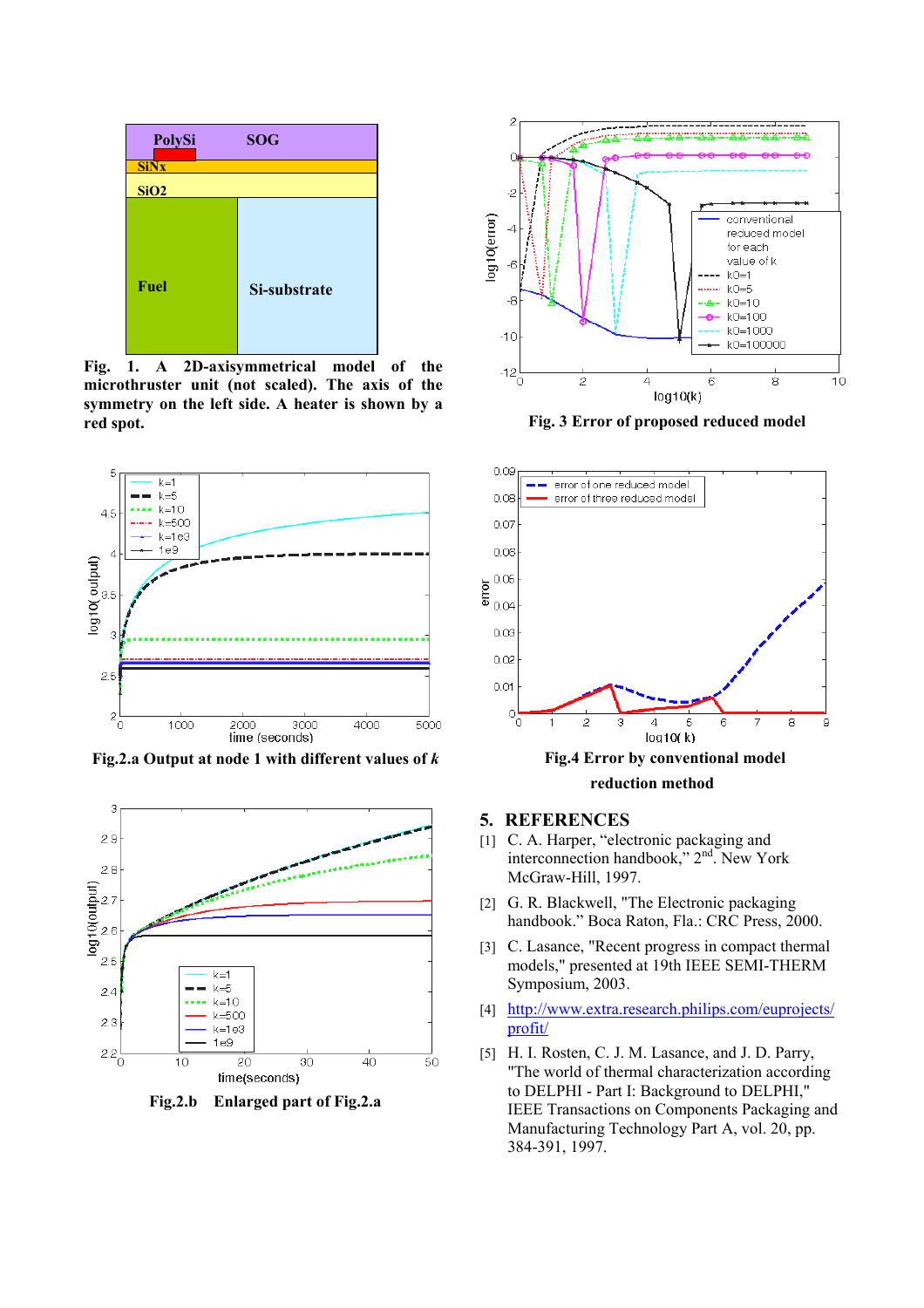**Fig. 1. A 2D-axisymmetrical model of the microthruster unit (not scaled). The axis of the symmetry on the left side. A heater is shown by a red spot.**

**Fig.2.a Output at node 1 with different values of *k***

**Fig.2.b Enlarged part of Fig.2.a**

**Fig. 3 Error of proposed reduced model**

**Fig.4 Error by conventional model reduction method**

## 5. REFERENCES

[1] C. A. Harper, "electronic packaging and interconnection handbook," 2nd. New York McGraw-Hill, 1997.

[2] G. R. Blackwell, "The Electronic packaging handbook." Boca Raton, Fla.: CRC Press, 2000.

[3] C. Lasance, "Recent progress in compact thermal models," presented at 19th IEEE SEMI-THERM Symposium, 2003.

[4] http://www.extra.research.philips.com/euprojects/profit/

[5] H. I. Rosten, C. J. M. Lasance, and J. D. Parry, "The world of thermal characterization according to DELPHI - Part I: Background to DELPHI," IEEE Transactions on Components Packaging and Manufacturing Technology Part A, vol. 20, pp. 384-391, 1997.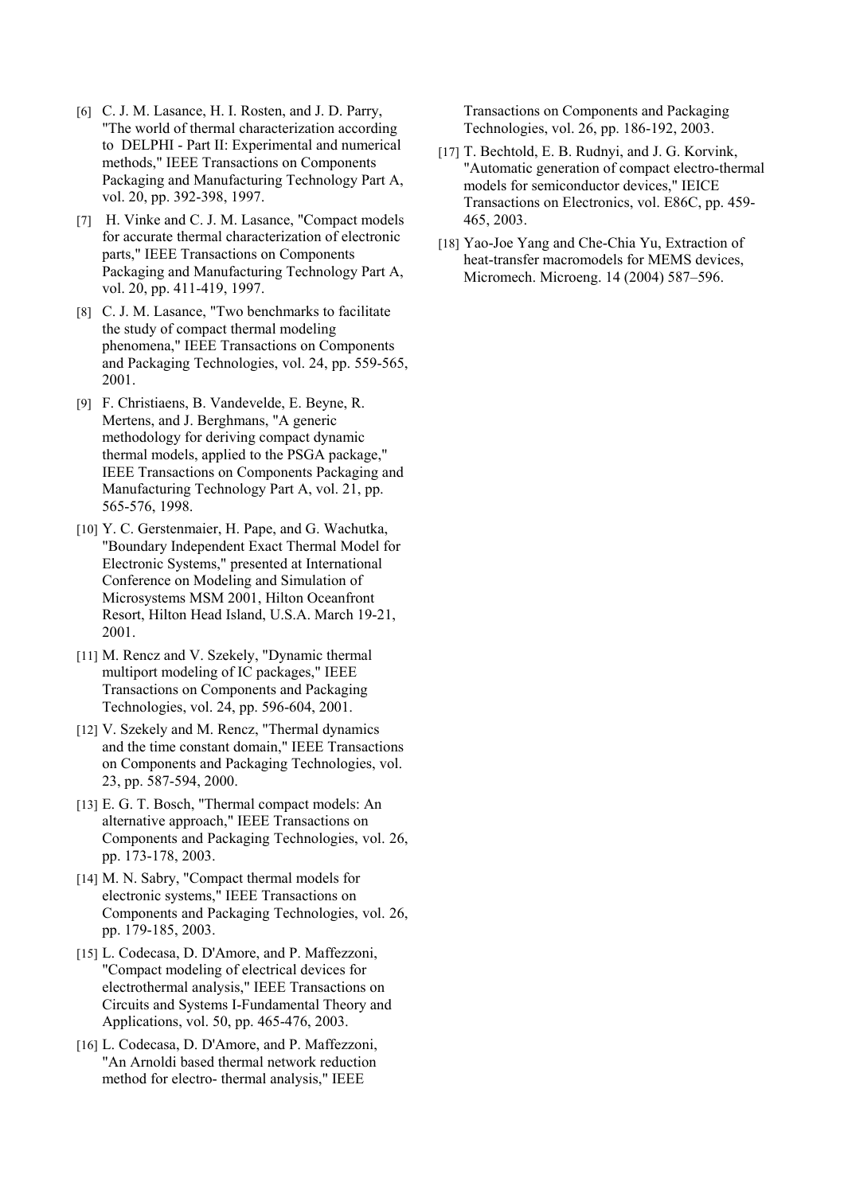[6] C. J. M. Lasance, H. I. Rosten, and J. D. Parry, "The world of thermal characterization according to DELPHI - Part II: Experimental and numerical methods," IEEE Transactions on Components Packaging and Manufacturing Technology Part A, vol. 20, pp. 392-398, 1997.

[7] H. Vinke and C. J. M. Lasance, "Compact models for accurate thermal characterization of electronic parts," IEEE Transactions on Components Packaging and Manufacturing Technology Part A, vol. 20, pp. 411-419, 1997.

[8] C. J. M. Lasance, "Two benchmarks to facilitate the study of compact thermal modeling phenomena," IEEE Transactions on Components and Packaging Technologies, vol. 24, pp. 559-565, 2001.

[9] F. Christiaens, B. Vandevelde, E. Beyne, R. Mertens, and J. Berghmans, "A generic methodology for deriving compact dynamic thermal models, applied to the PSGA package," IEEE Transactions on Components Packaging and Manufacturing Technology Part A, vol. 21, pp. 565-576, 1998.

[10] Y. C. Gerstenmaier, H. Pape, and G. Wachutka, "Boundary Independent Exact Thermal Model for Electronic Systems," presented at International Conference on Modeling and Simulation of Microsystems MSM 2001, Hilton Oceanfront Resort, Hilton Head Island, U.S.A. March 19-21, 2001.

[11] M. Rencz and V. Szekely, "Dynamic thermal multiport modeling of IC packages," IEEE Transactions on Components and Packaging Technologies, vol. 24, pp. 596-604, 2001.

[12] V. Szekely and M. Rencz, "Thermal dynamics and the time constant domain," IEEE Transactions on Components and Packaging Technologies, vol. 23, pp. 587-594, 2000.

[13] E. G. T. Bosch, "Thermal compact models: An alternative approach," IEEE Transactions on Components and Packaging Technologies, vol. 26, pp. 173-178, 2003.

[14] M. N. Sabry, "Compact thermal models for electronic systems," IEEE Transactions on Components and Packaging Technologies, vol. 26, pp. 179-185, 2003.

[15] L. Codecasa, D. D'Amore, and P. Maffezzoni, "Compact modeling of electrical devices for electrothermal analysis," IEEE Transactions on Circuits and Systems I-Fundamental Theory and Applications, vol. 50, pp. 465-476, 2003.

[16] L. Codecasa, D. D'Amore, and P. Maffezzoni, "An Arnoldi based thermal network reduction method for electro- thermal analysis," IEEE Transactions on Components and Packaging Technologies, vol. 26, pp. 186-192, 2003.

[17] T. Bechtold, E. B. Rudnyi, and J. G. Korvink, "Automatic generation of compact electro-thermal models for semiconductor devices," IEICE Transactions on Electronics, vol. E86C, pp. 459-465, 2003.

[18] Yao-Joe Yang and Che-Chia Yu, Extraction of heat-transfer macromodels for MEMS devices, Micromech. Microeng. 14 (2004) 587–596.